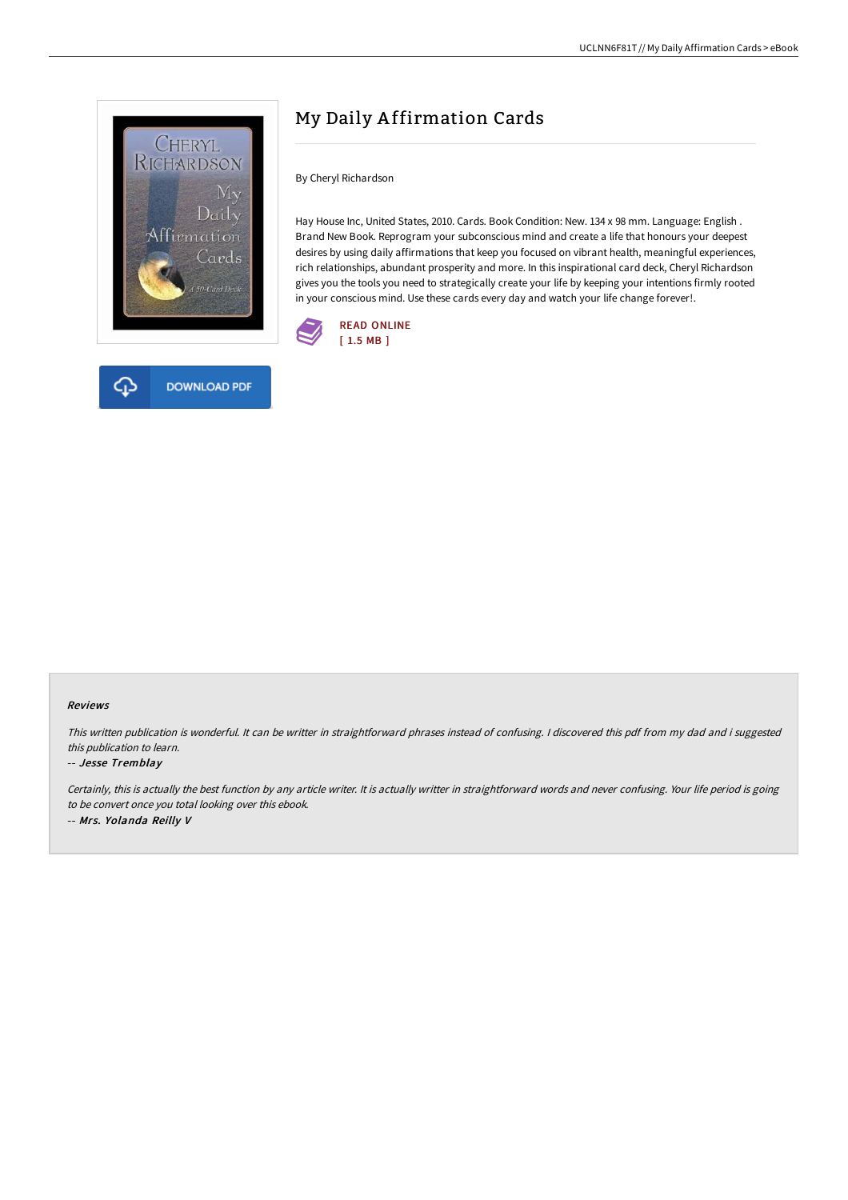# My Daily Affirmation Cards

By Cheryl Richardson

Hay House Inc, United States, 2010. Cards. Book Condition: New. 134 x 98 mm. Language: English . Brand New Book. Reprogram your subconscious mind and create a life that honours your deepest desires by using daily affirmations that keep you focused on vibrant health, meaningful experiences, rich relationships, abundant prosperity and more. In this inspirational card deck, Cheryl Richardson gives you the tools you need to strategically create your life by keeping your intentions firmly rooted in your conscious mind. Use these cards every day and watch your life change forever!.

READ ONLINE
[ 1.5 MB ]

DOWNLOAD PDF

### Reviews

*This written publication is wonderful. It can be writter in straightforward phrases instead of confusing. I discovered this pdf from my dad and i suggested this publication to learn.*

-- *Jesse Tremblay*

*Certainly, this is actually the best function by any article writer. It is actually writter in straightforward words and never confusing. Your life period is going to be convert once you total looking over this ebook.*

-- *Mrs. Yolanda Reilly V*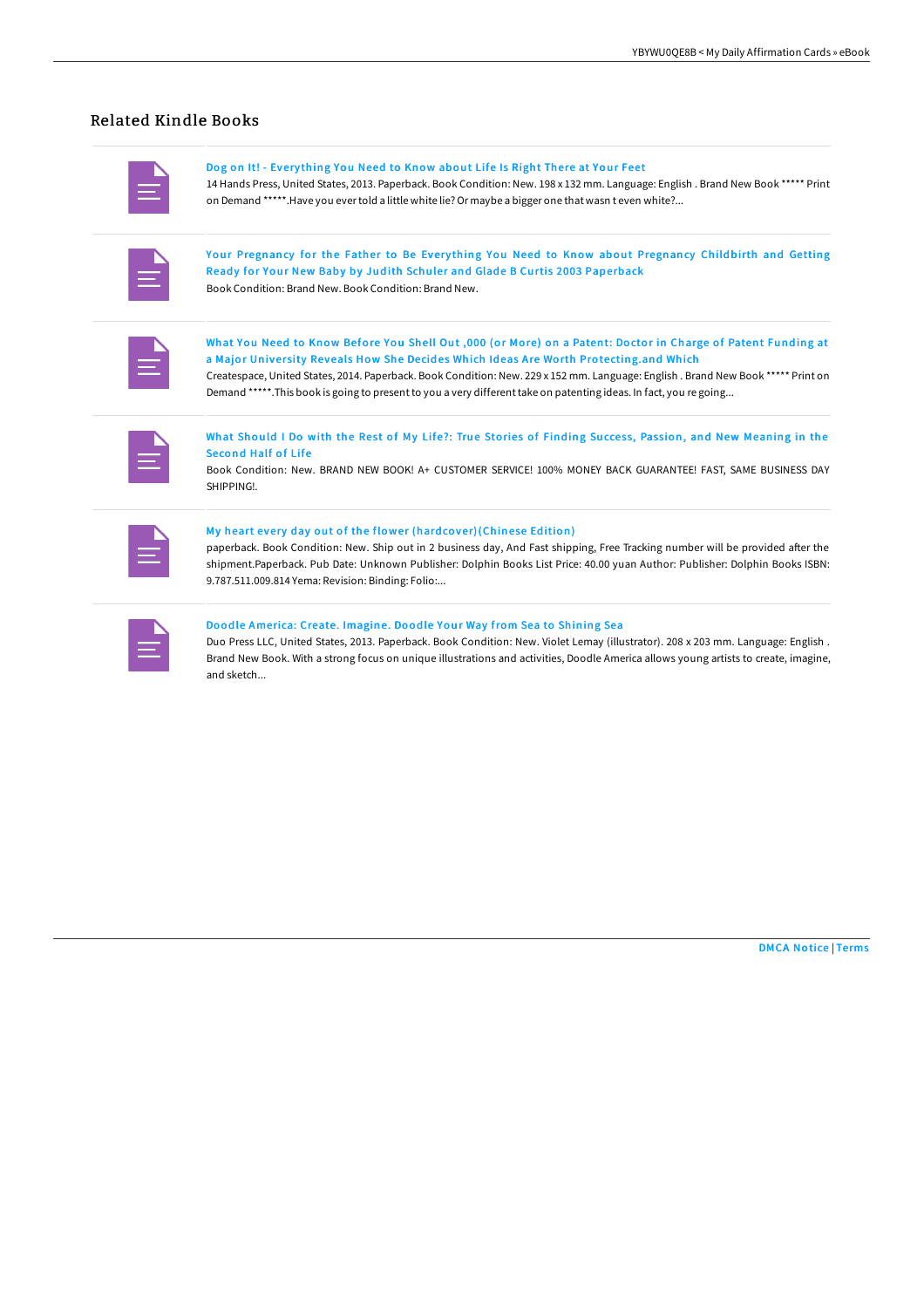## Related Kindle Books

**Dog on It! - Everything You Need to Know about Life Is Right There at Your Feet**

14 Hands Press, United States, 2013. Paperback. Book Condition: New. 198 x 132 mm. Language: English . Brand New Book ***** Print on Demand *****.Have you ever told a little white lie? Or maybe a bigger one that wasn t even white?...

**Your Pregnancy for the Father to Be Everything You Need to Know about Pregnancy Childbirth and Getting Ready for Your New Baby by Judith Schuler and Glade B Curtis 2003 Paperback**

Book Condition: Brand New. Book Condition: Brand New.

**What You Need to Know Before You Shell Out ,000 (or More) on a Patent: Doctor in Charge of Patent Funding at a Major University Reveals How She Decides Which Ideas Are Worth Protecting.and Which**

Createspace, United States, 2014. Paperback. Book Condition: New. 229 x 152 mm. Language: English . Brand New Book ***** Print on Demand *****.This book is going to present to you a very different take on patenting ideas. In fact, you re going...

**What Should I Do with the Rest of My Life?: True Stories of Finding Success, Passion, and New Meaning in the Second Half of Life**

Book Condition: New. BRAND NEW BOOK! A+ CUSTOMER SERVICE! 100% MONEY BACK GUARANTEE! FAST, SAME BUSINESS DAY SHIPPING!.

**My heart every day out of the flower (hardcover)(Chinese Edition)**

paperback. Book Condition: New. Ship out in 2 business day, And Fast shipping, Free Tracking number will be provided after the shipment.Paperback. Pub Date: Unknown Publisher: Dolphin Books List Price: 40.00 yuan Author: Publisher: Dolphin Books ISBN: 9.787.511.009.814 Yema: Revision: Binding: Folio:...

**Doodle America: Create. Imagine. Doodle Your Way from Sea to Shining Sea**

Duo Press LLC, United States, 2013. Paperback. Book Condition: New. Violet Lemay (illustrator). 208 x 203 mm. Language: English . Brand New Book. With a strong focus on unique illustrations and activities, Doodle America allows young artists to create, imagine, and sketch...